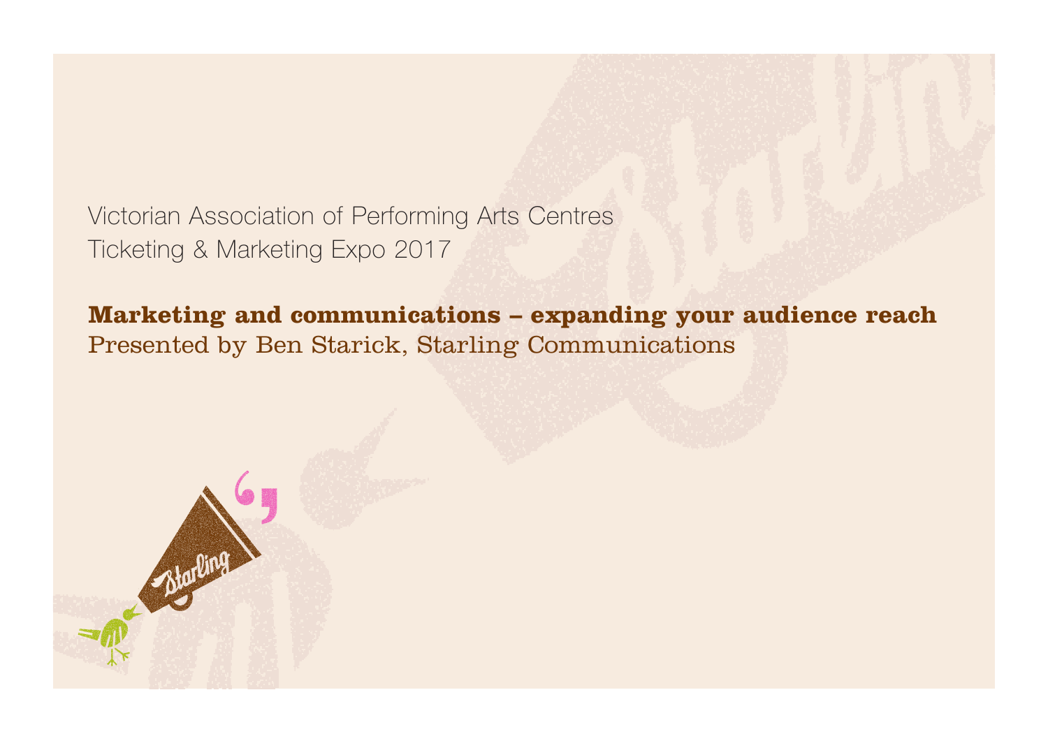Victorian Association of Performing Arts Centres
Ticketing & Marketing Expo 2017

# Marketing and communications – expanding your audience reach

Presented by Ben Starick, Starling Communications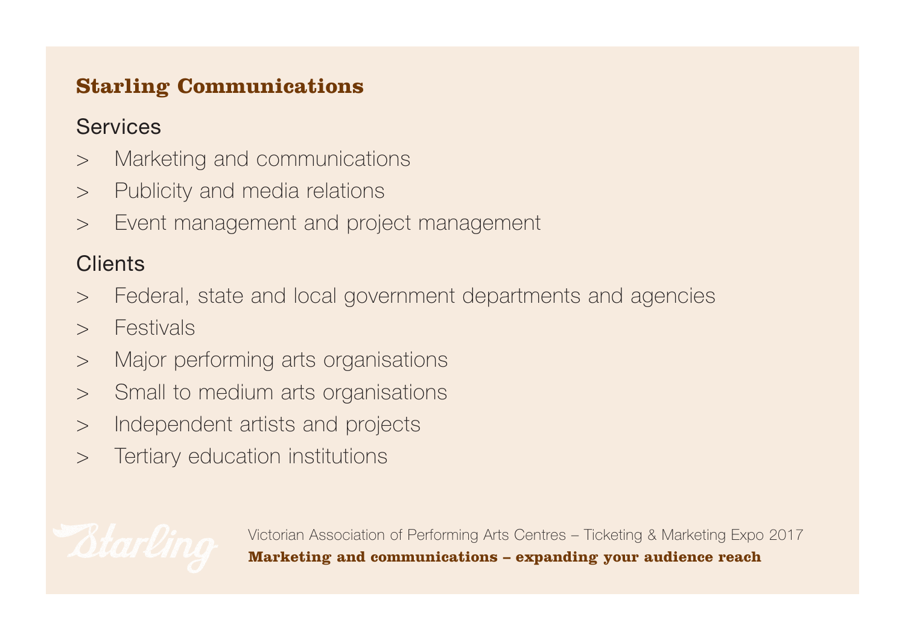## Starling Communications

### Services

- Marketing and communications
- Publicity and media relations
- Event management and project management

### Clients

- Federal, state and local government departments and agencies
- Festivals
- Major performing arts organisations
- Small to medium arts organisations
- Independent artists and projects
- Tertiary education institutions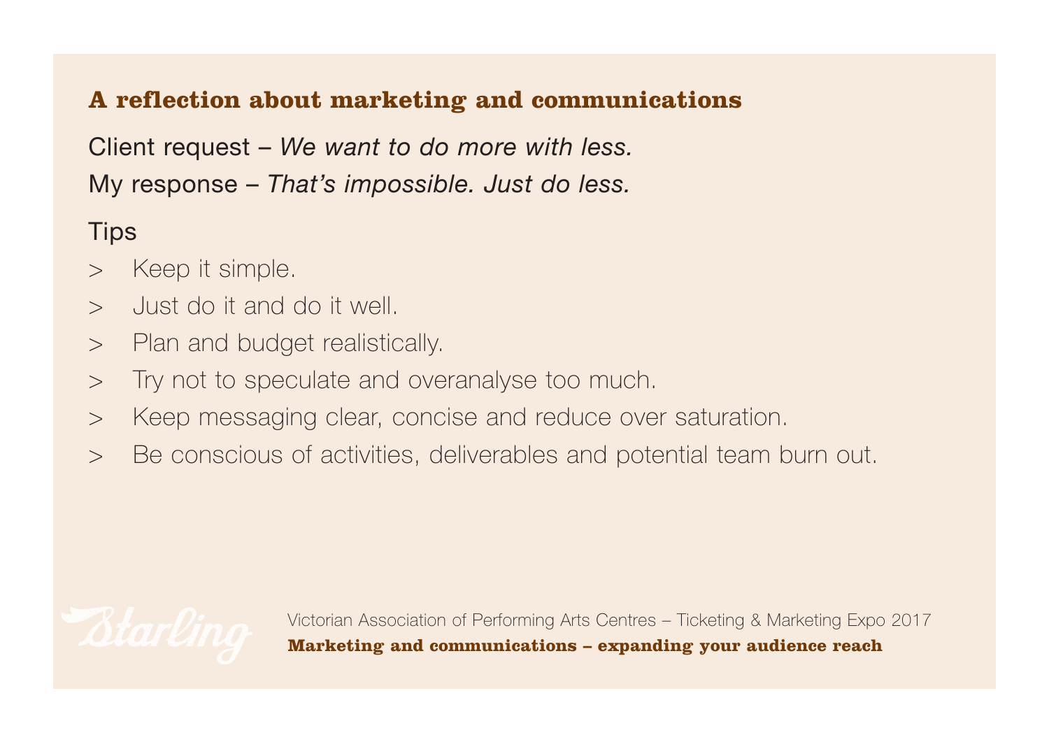## A reflection about marketing and communications

Client request – *We want to do more with less.*

My response – *That's impossible. Just do less.*

Tips

- Keep it simple.
- Just do it and do it well.
- Plan and budget realistically.
- Try not to speculate and overanalyse too much.
- Keep messaging clear, concise and reduce over saturation.
- Be conscious of activities, deliverables and potential team burn out.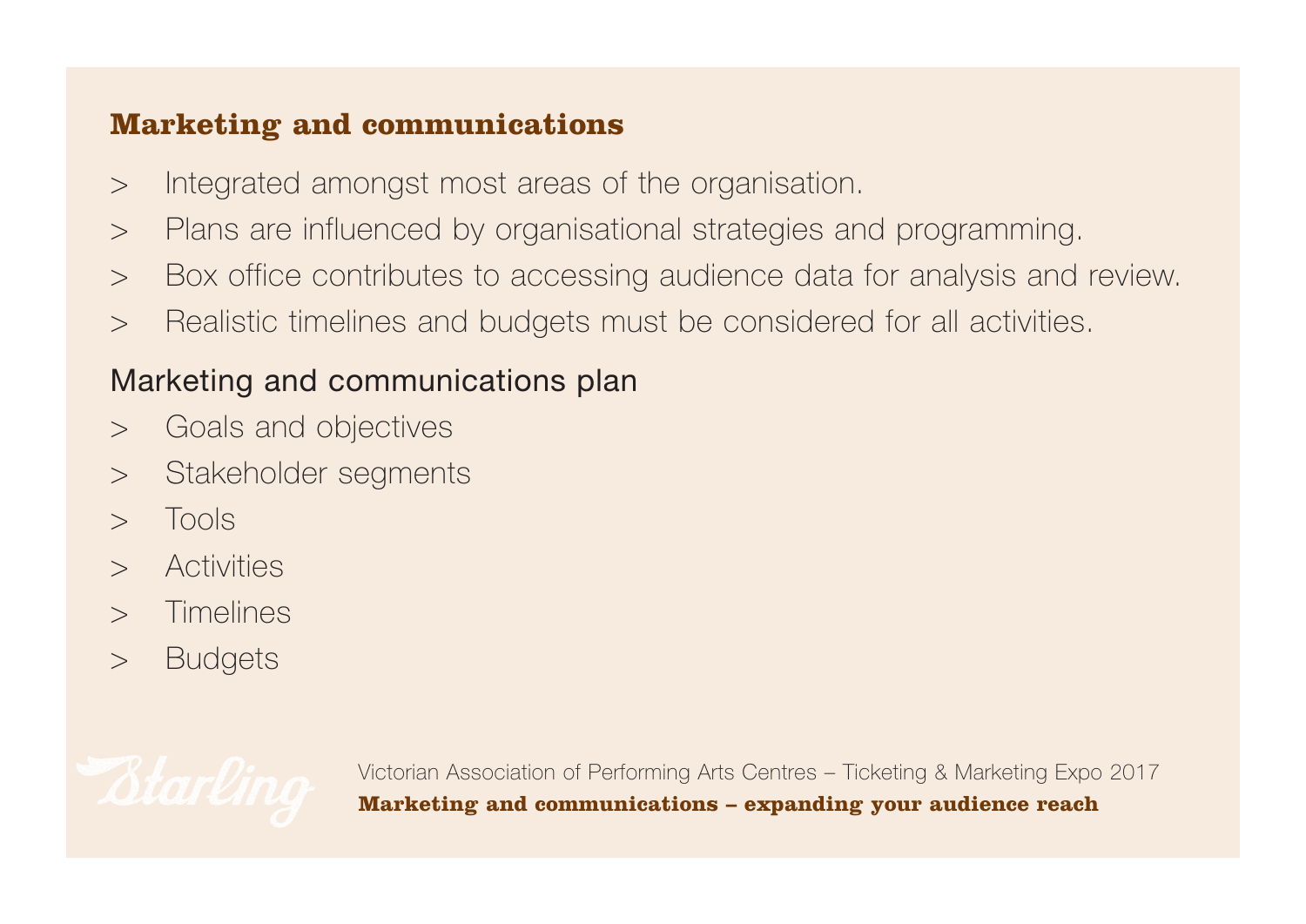## Marketing and communications

- Integrated amongst most areas of the organisation.
- Plans are influenced by organisational strategies and programming.
- Box office contributes to accessing audience data for analysis and review.
- Realistic timelines and budgets must be considered for all activities.

### Marketing and communications plan

- Goals and objectives
- Stakeholder segments
- Tools
- Activities
- Timelines
- Budgets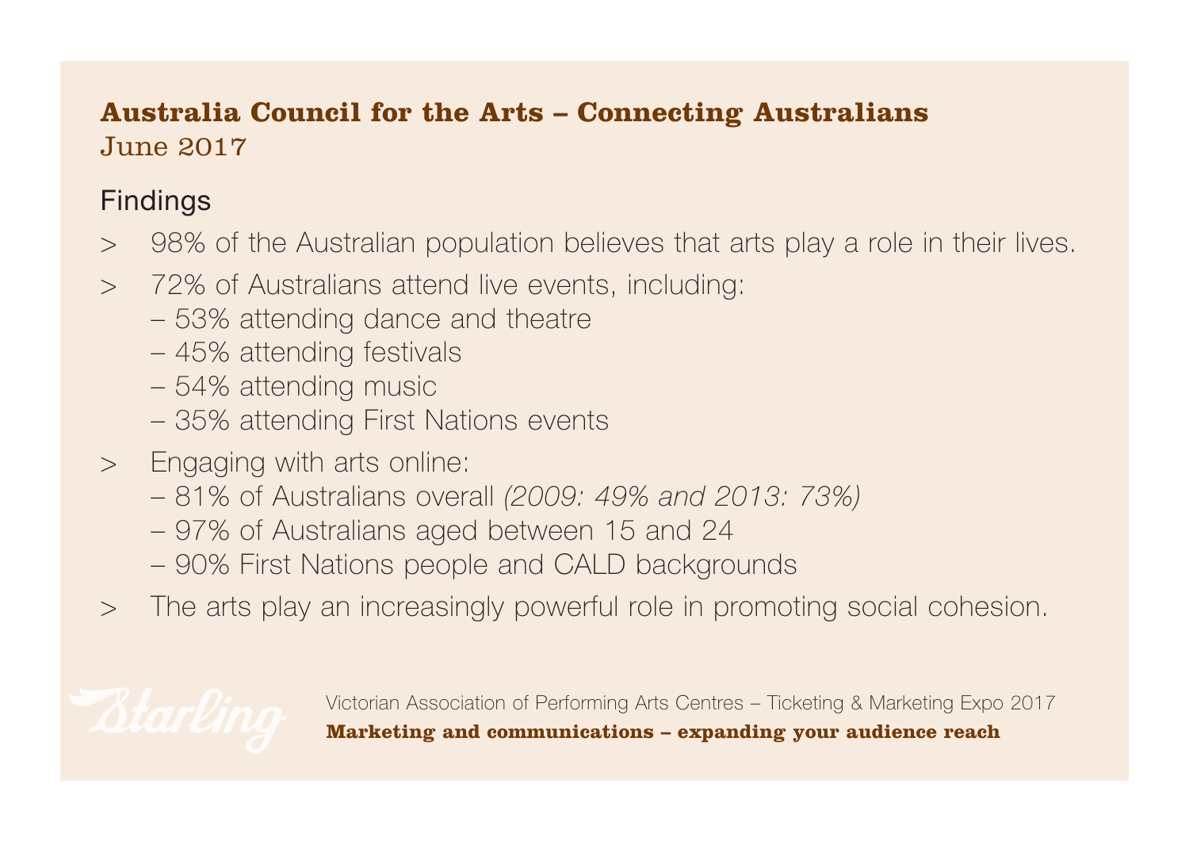## Australia Council for the Arts – Connecting Australians

June 2017

### Findings

- 98% of the Australian population believes that arts play a role in their lives.
- 72% of Australians attend live events, including:
  - 53% attending dance and theatre
  - 45% attending festivals
  - 54% attending music
  - 35% attending First Nations events
- Engaging with arts online:
  - 81% of Australians overall *(2009: 49% and 2013: 73%)*
  - 97% of Australians aged between 15 and 24
  - 90% First Nations people and CALD backgrounds
- The arts play an increasingly powerful role in promoting social cohesion.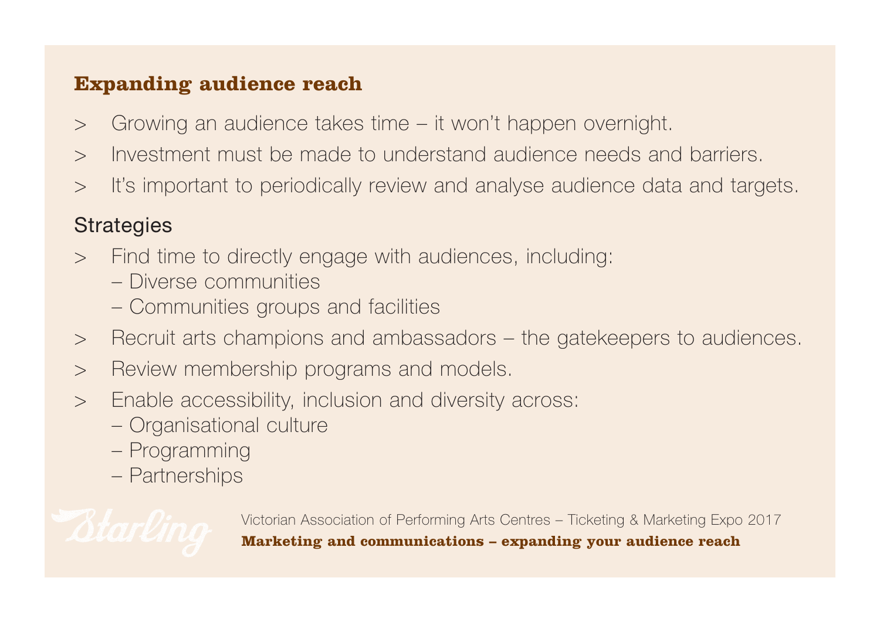## Expanding audience reach

> Growing an audience takes time – it won't happen overnight.

> Investment must be made to understand audience needs and barriers.

> It's important to periodically review and analyse audience data and targets.

### Strategies

- Find time to directly engage with audiences, including:
  - Diverse communities
  - Communities groups and facilities
- Recruit arts champions and ambassadors – the gatekeepers to audiences.
- Review membership programs and models.
- Enable accessibility, inclusion and diversity across:
  - Organisational culture
  - Programming
  - Partnerships